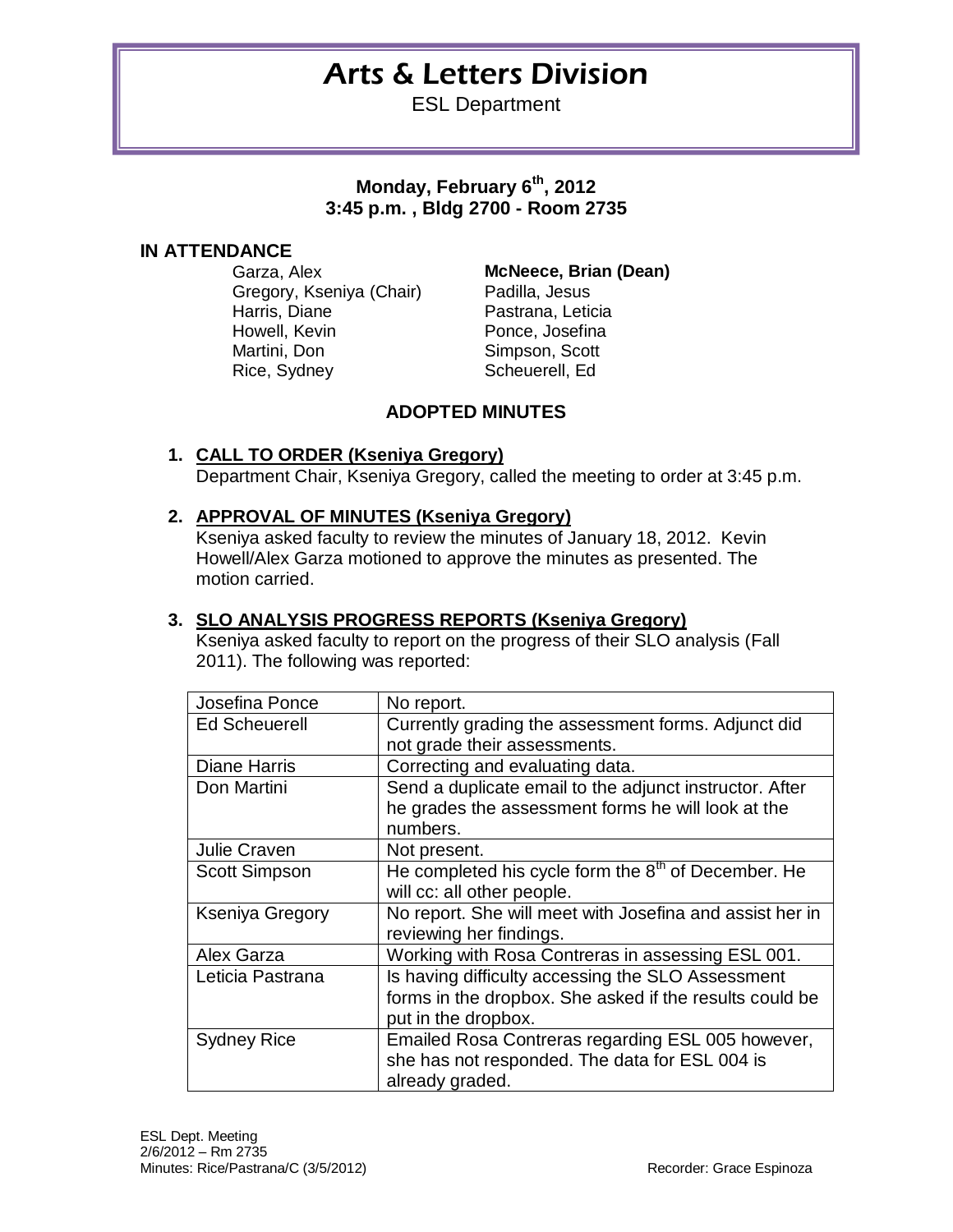# Arts & Letters Division

ESL Department

**Monday, February 6th, 2012**
**3:45 p.m. , Bldg 2700 - Room 2735**

## IN ATTENDANCE

Garza, Alex
Gregory, Kseniya (Chair)
Harris, Diane
Howell, Kevin
Martini, Don
Rice, Sydney
**McNeece, Brian (Dean)**
Padilla, Jesus
Pastrana, Leticia
Ponce, Josefina
Simpson, Scott
Scheuerell, Ed

## ADOPTED MINUTES

1. **CALL TO ORDER (Kseniya Gregory)**
   Department Chair, Kseniya Gregory, called the meeting to order at 3:45 p.m.

2. **APPROVAL OF MINUTES (Kseniya Gregory)**
   Kseniya asked faculty to review the minutes of January 18, 2012. Kevin Howell/Alex Garza motioned to approve the minutes as presented. The motion carried.

3. **SLO ANALYSIS PROGRESS REPORTS (Kseniya Gregory)**
   Kseniya asked faculty to report on the progress of their SLO analysis (Fall 2011). The following was reported:

| | |
|---|---|
| Josefina Ponce | No report. |
| Ed Scheuerell | Currently grading the assessment forms. Adjunct did not grade their assessments. |
| Diane Harris | Correcting and evaluating data. |
| Don Martini | Send a duplicate email to the adjunct instructor. After he grades the assessment forms he will look at the numbers. |
| Julie Craven | Not present. |
| Scott Simpson | He completed his cycle form the 8th of December. He will cc: all other people. |
| Kseniya Gregory | No report. She will meet with Josefina and assist her in reviewing her findings. |
| Alex Garza | Working with Rosa Contreras in assessing ESL 001. |
| Leticia Pastrana | Is having difficulty accessing the SLO Assessment forms in the dropbox. She asked if the results could be put in the dropbox. |
| Sydney Rice | Emailed Rosa Contreras regarding ESL 005 however, she has not responded. The data for ESL 004 is already graded. |

ESL Dept. Meeting
2/6/2012 – Rm 2735
Minutes: Rice/Pastrana/C (3/5/2012)
Recorder: Grace Espinoza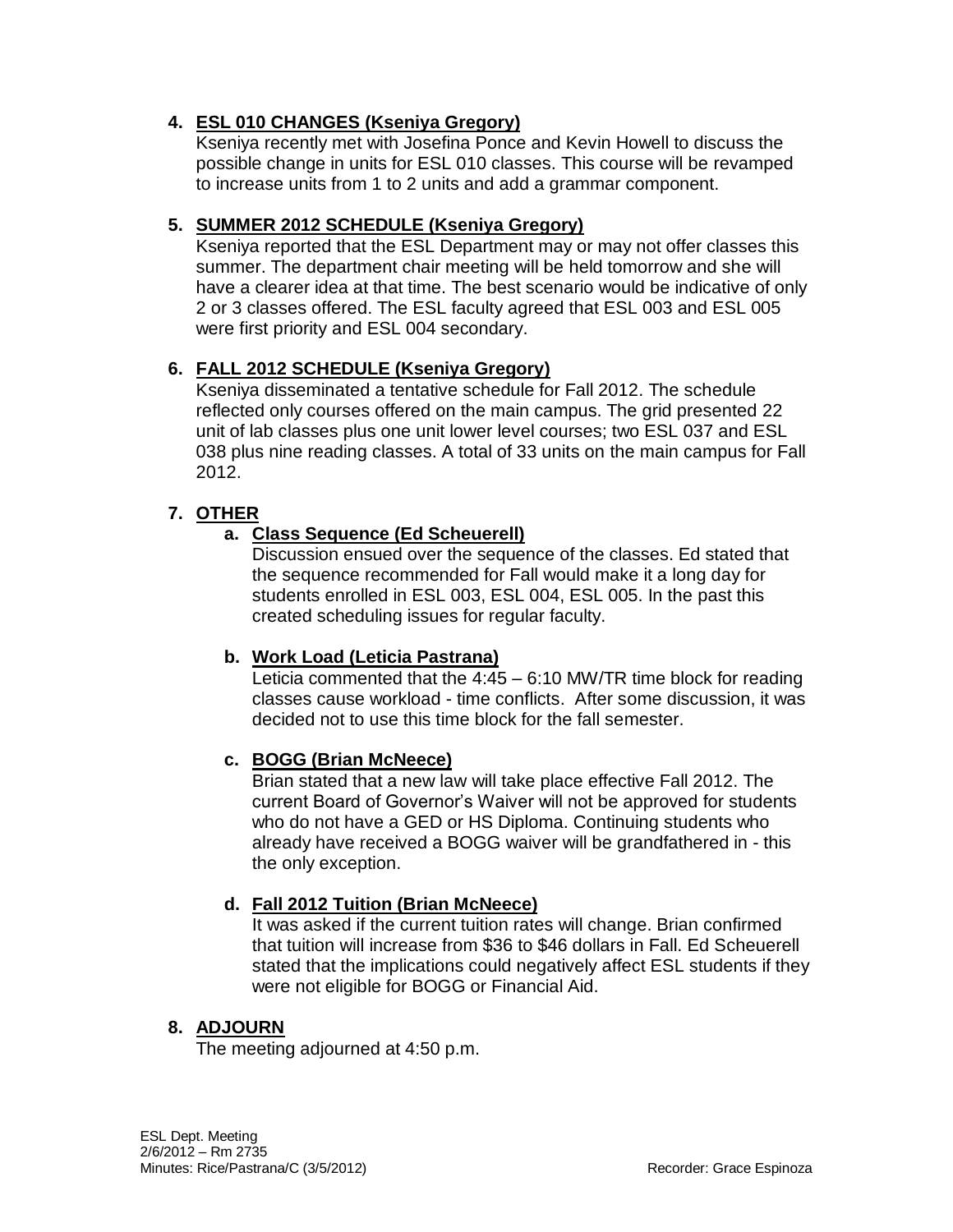4. **ESL 010 CHANGES (Kseniya Gregory)**
   Kseniya recently met with Josefina Ponce and Kevin Howell to discuss the possible change in units for ESL 010 classes. This course will be revamped to increase units from 1 to 2 units and add a grammar component.

5. **SUMMER 2012 SCHEDULE (Kseniya Gregory)**
   Kseniya reported that the ESL Department may or may not offer classes this summer. The department chair meeting will be held tomorrow and she will have a clearer idea at that time. The best scenario would be indicative of only 2 or 3 classes offered. The ESL faculty agreed that ESL 003 and ESL 005 were first priority and ESL 004 secondary.

6. **FALL 2012 SCHEDULE (Kseniya Gregory)**
   Kseniya disseminated a tentative schedule for Fall 2012. The schedule reflected only courses offered on the main campus. The grid presented 22 unit of lab classes plus one unit lower level courses; two ESL 037 and ESL 038 plus nine reading classes. A total of 33 units on the main campus for Fall 2012.

7. **OTHER**
   a. **Class Sequence (Ed Scheuerell)**
      Discussion ensued over the sequence of the classes. Ed stated that the sequence recommended for Fall would make it a long day for students enrolled in ESL 003, ESL 004, ESL 005. In the past this created scheduling issues for regular faculty.

   b. **Work Load (Leticia Pastrana)**
      Leticia commented that the 4:45 – 6:10 MW/TR time block for reading classes cause workload - time conflicts. After some discussion, it was decided not to use this time block for the fall semester.

   c. **BOGG (Brian McNeece)**
      Brian stated that a new law will take place effective Fall 2012. The current Board of Governor's Waiver will not be approved for students who do not have a GED or HS Diploma. Continuing students who already have received a BOGG waiver will be grandfathered in - this the only exception.

   d. **Fall 2012 Tuition (Brian McNeece)**
      It was asked if the current tuition rates will change. Brian confirmed that tuition will increase from $36 to $46 dollars in Fall. Ed Scheuerell stated that the implications could negatively affect ESL students if they were not eligible for BOGG or Financial Aid.

8. **ADJOURN**
   The meeting adjourned at 4:50 p.m.

ESL Dept. Meeting
2/6/2012 – Rm 2735
Minutes: Rice/Pastrana/C (3/5/2012) Recorder: Grace Espinoza